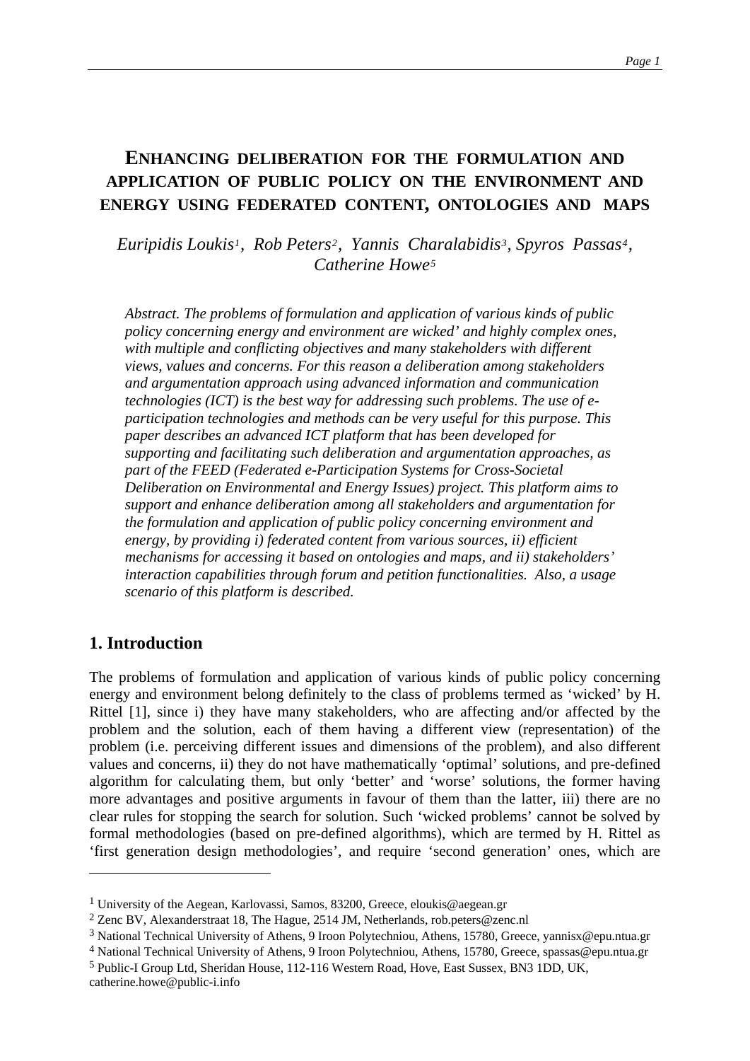# ENHANCING DELIBERATION FOR THE FORMULATION AND APPLICATION OF PUBLIC POLICY ON THE ENVIRONMENT AND ENERGY USING FEDERATED CONTENT, ONTOLOGIES AND MAPS

*Euripidis Loukis[1], Rob Peters[2], Yannis Charalabidis[3], Spyros Passas[4], Catherine Howe[5]*

*Abstract. The problems of formulation and application of various kinds of public policy concerning energy and environment are wicked' and highly complex ones, with multiple and conflicting objectives and many stakeholders with different views, values and concerns. For this reason a deliberation among stakeholders and argumentation approach using advanced information and communication technologies (ICT) is the best way for addressing such problems. The use of e-participation technologies and methods can be very useful for this purpose. This paper describes an advanced ICT platform that has been developed for supporting and facilitating such deliberation and argumentation approaches, as part of the FEED (Federated e-Participation Systems for Cross-Societal Deliberation on Environmental and Energy Issues) project. This platform aims to support and enhance deliberation among all stakeholders and argumentation for the formulation and application of public policy concerning environment and energy, by providing i) federated content from various sources, ii) efficient mechanisms for accessing it based on ontologies and maps, and ii) stakeholders' interaction capabilities through forum and petition functionalities. Also, a usage scenario of this platform is described.*

## 1. Introduction

The problems of formulation and application of various kinds of public policy concerning energy and environment belong definitely to the class of problems termed as 'wicked' by H. Rittel [1], since i) they have many stakeholders, who are affecting and/or affected by the problem and the solution, each of them having a different view (representation) of the problem (i.e. perceiving different issues and dimensions of the problem), and also different values and concerns, ii) they do not have mathematically 'optimal' solutions, and pre-defined algorithm for calculating them, but only 'better' and 'worse' solutions, the former having more advantages and positive arguments in favour of them than the latter, iii) there are no clear rules for stopping the search for solution. Such 'wicked problems' cannot be solved by formal methodologies (based on pre-defined algorithms), which are termed by H. Rittel as 'first generation design methodologies', and require 'second generation' ones, which are

---

[1] University of the Aegean, Karlovassi, Samos, 83200, Greece, eloukis@aegean.gr

[2] Zenc BV, Alexanderstraat 18, The Hague, 2514 JM, Netherlands, rob.peters@zenc.nl

[3] National Technical University of Athens, 9 Iroon Polytechniou, Athens, 15780, Greece, yannisx@epu.ntua.gr

[4] National Technical University of Athens, 9 Iroon Polytechniou, Athens, 15780, Greece, spassas@epu.ntua.gr

[5] Public-I Group Ltd, Sheridan House, 112-116 Western Road, Hove, East Sussex, BN3 1DD, UK, catherine.howe@public-i.info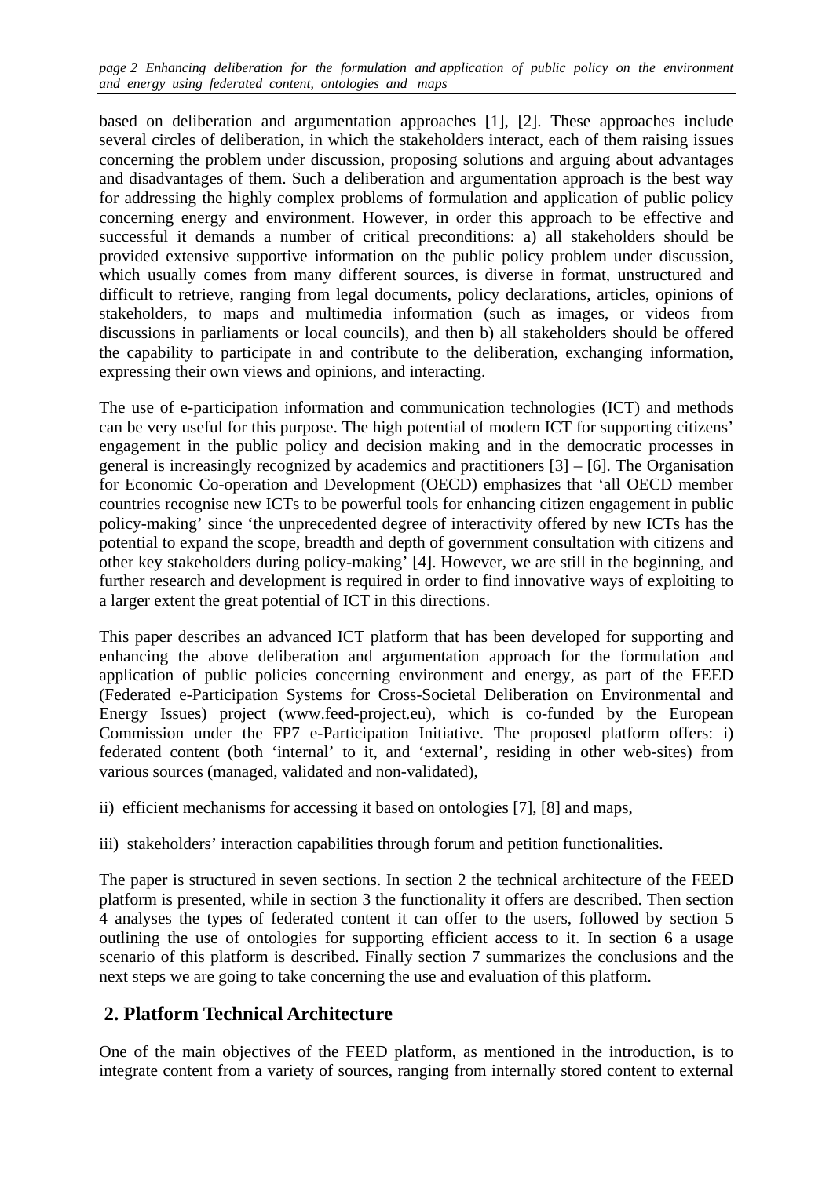based on deliberation and argumentation approaches [1], [2]. These approaches include several circles of deliberation, in which the stakeholders interact, each of them raising issues concerning the problem under discussion, proposing solutions and arguing about advantages and disadvantages of them. Such a deliberation and argumentation approach is the best way for addressing the highly complex problems of formulation and application of public policy concerning energy and environment. However, in order this approach to be effective and successful it demands a number of critical preconditions: a) all stakeholders should be provided extensive supportive information on the public policy problem under discussion, which usually comes from many different sources, is diverse in format, unstructured and difficult to retrieve, ranging from legal documents, policy declarations, articles, opinions of stakeholders, to maps and multimedia information (such as images, or videos from discussions in parliaments or local councils), and then b) all stakeholders should be offered the capability to participate in and contribute to the deliberation, exchanging information, expressing their own views and opinions, and interacting.

The use of e-participation information and communication technologies (ICT) and methods can be very useful for this purpose. The high potential of modern ICT for supporting citizens' engagement in the public policy and decision making and in the democratic processes in general is increasingly recognized by academics and practitioners [3] – [6]. The Organisation for Economic Co-operation and Development (OECD) emphasizes that 'all OECD member countries recognise new ICTs to be powerful tools for enhancing citizen engagement in public policy-making' since 'the unprecedented degree of interactivity offered by new ICTs has the potential to expand the scope, breadth and depth of government consultation with citizens and other key stakeholders during policy-making' [4]. However, we are still in the beginning, and further research and development is required in order to find innovative ways of exploiting to a larger extent the great potential of ICT in this directions.

This paper describes an advanced ICT platform that has been developed for supporting and enhancing the above deliberation and argumentation approach for the formulation and application of public policies concerning environment and energy, as part of the FEED (Federated e-Participation Systems for Cross-Societal Deliberation on Environmental and Energy Issues) project (www.feed-project.eu), which is co-funded by the European Commission under the FP7 e-Participation Initiative. The proposed platform offers: i) federated content (both 'internal' to it, and 'external', residing in other web-sites) from various sources (managed, validated and non-validated),

ii) efficient mechanisms for accessing it based on ontologies [7], [8] and maps,

iii) stakeholders' interaction capabilities through forum and petition functionalities.

The paper is structured in seven sections. In section 2 the technical architecture of the FEED platform is presented, while in section 3 the functionality it offers are described. Then section 4 analyses the types of federated content it can offer to the users, followed by section 5 outlining the use of ontologies for supporting efficient access to it. In section 6 a usage scenario of this platform is described. Finally section 7 summarizes the conclusions and the next steps we are going to take concerning the use and evaluation of this platform.

## 2. Platform Technical Architecture

One of the main objectives of the FEED platform, as mentioned in the introduction, is to integrate content from a variety of sources, ranging from internally stored content to external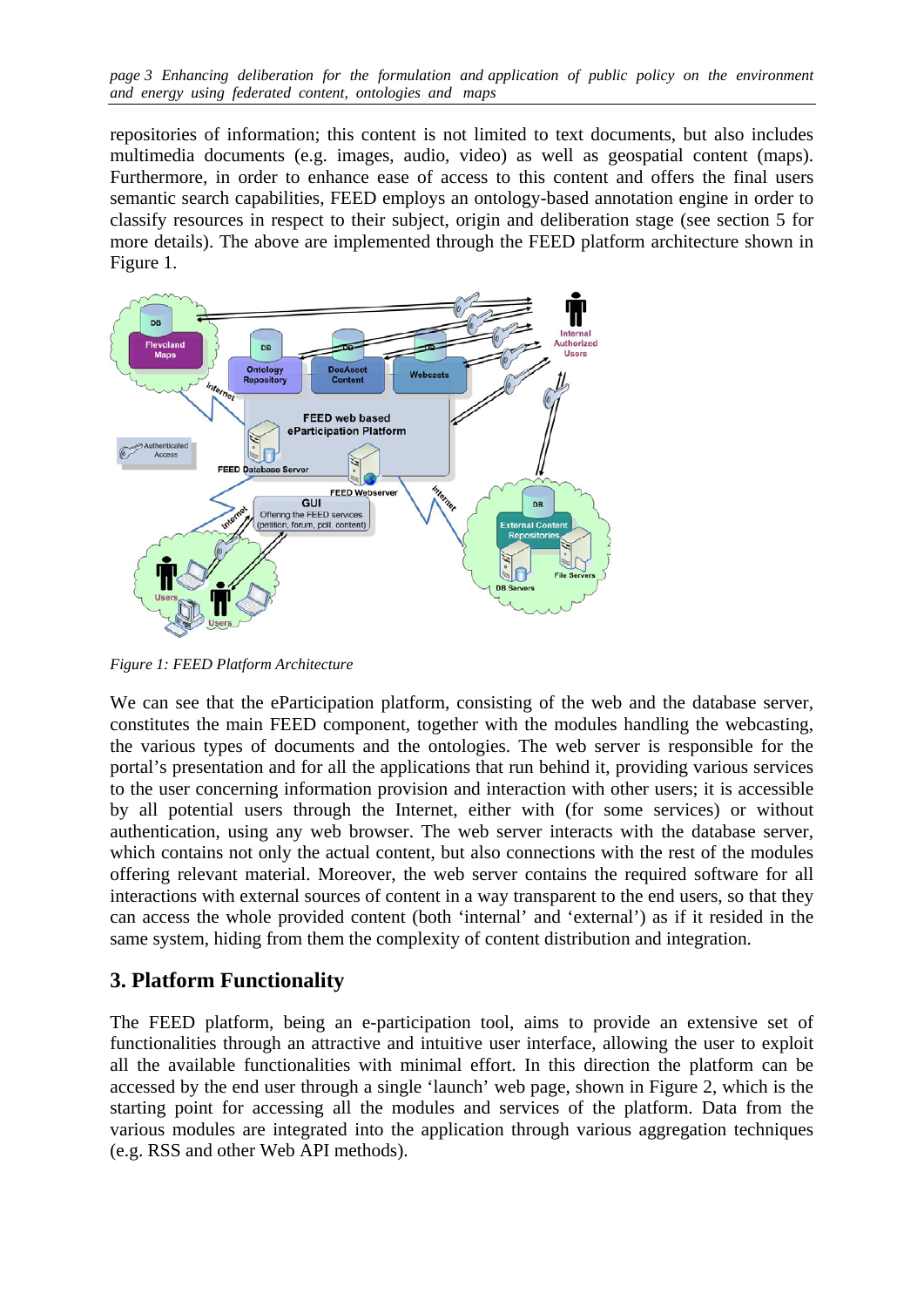repositories of information; this content is not limited to text documents, but also includes multimedia documents (e.g. images, audio, video) as well as geospatial content (maps). Furthermore, in order to enhance ease of access to this content and offers the final users semantic search capabilities, FEED employs an ontology-based annotation engine in order to classify resources in respect to their subject, origin and deliberation stage (see section 5 for more details). The above are implemented through the FEED platform architecture shown in Figure 1.

*Figure 1: FEED Platform Architecture*

We can see that the eParticipation platform, consisting of the web and the database server, constitutes the main FEED component, together with the modules handling the webcasting, the various types of documents and the ontologies. The web server is responsible for the portal's presentation and for all the applications that run behind it, providing various services to the user concerning information provision and interaction with other users; it is accessible by all potential users through the Internet, either with (for some services) or without authentication, using any web browser. The web server interacts with the database server, which contains not only the actual content, but also connections with the rest of the modules offering relevant material. Moreover, the web server contains the required software for all interactions with external sources of content in a way transparent to the end users, so that they can access the whole provided content (both 'internal' and 'external') as if it resided in the same system, hiding from them the complexity of content distribution and integration.

## 3. Platform Functionality

The FEED platform, being an e-participation tool, aims to provide an extensive set of functionalities through an attractive and intuitive user interface, allowing the user to exploit all the available functionalities with minimal effort. In this direction the platform can be accessed by the end user through a single 'launch' web page, shown in Figure 2, which is the starting point for accessing all the modules and services of the platform. Data from the various modules are integrated into the application through various aggregation techniques (e.g. RSS and other Web API methods).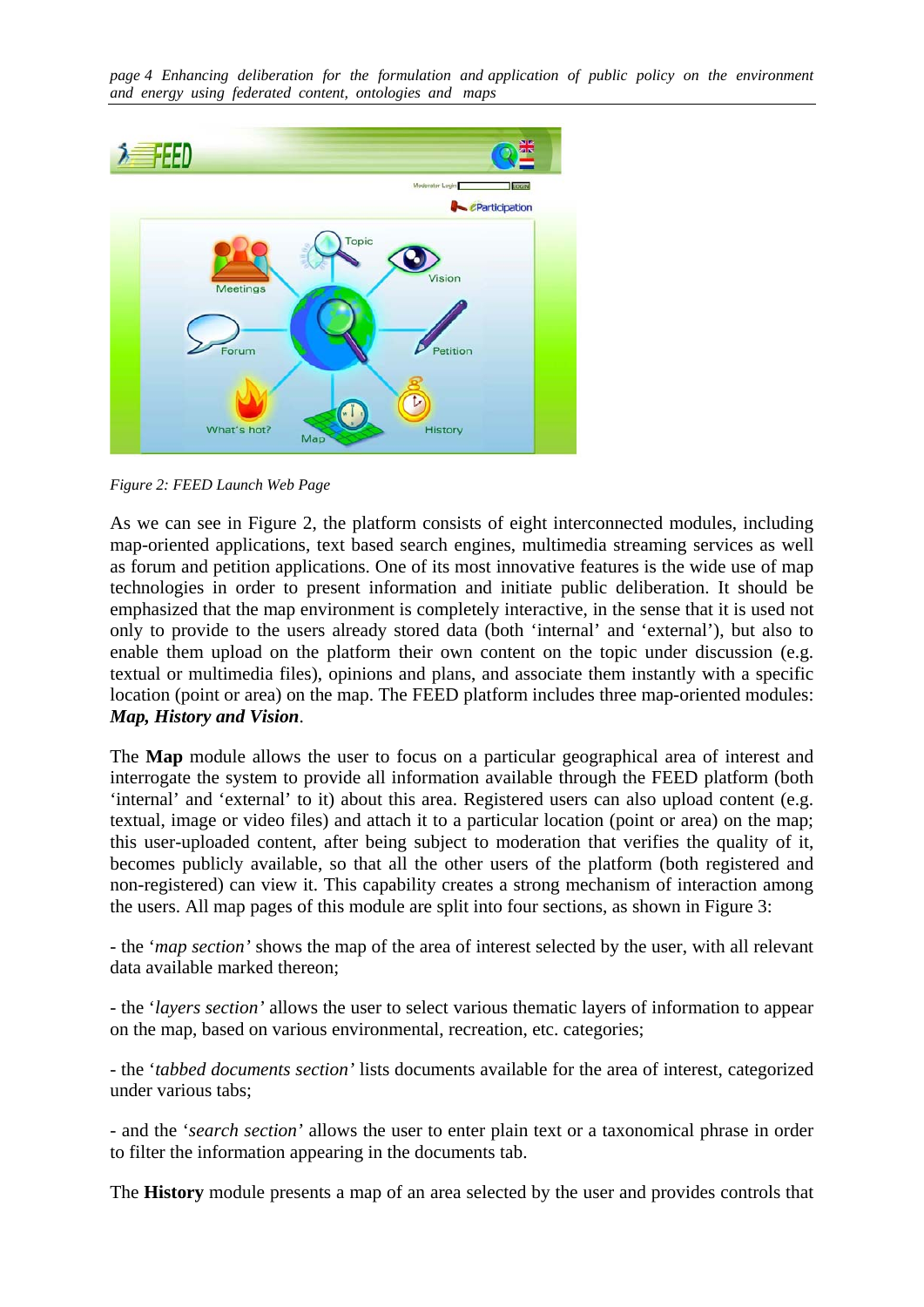*Figure 2: FEED Launch Web Page*

As we can see in Figure 2, the platform consists of eight interconnected modules, including map-oriented applications, text based search engines, multimedia streaming services as well as forum and petition applications. One of its most innovative features is the wide use of map technologies in order to present information and initiate public deliberation. It should be emphasized that the map environment is completely interactive, in the sense that it is used not only to provide to the users already stored data (both 'internal' and 'external'), but also to enable them upload on the platform their own content on the topic under discussion (e.g. textual or multimedia files), opinions and plans, and associate them instantly with a specific location (point or area) on the map. The FEED platform includes three map-oriented modules: ***Map, History and Vision***.

The **Map** module allows the user to focus on a particular geographical area of interest and interrogate the system to provide all information available through the FEED platform (both 'internal' and 'external' to it) about this area. Registered users can also upload content (e.g. textual, image or video files) and attach it to a particular location (point or area) on the map; this user-uploaded content, after being subject to moderation that verifies the quality of it, becomes publicly available, so that all the other users of the platform (both registered and non-registered) can view it. This capability creates a strong mechanism of interaction among the users. All map pages of this module are split into four sections, as shown in Figure 3:

- the '*map section*' shows the map of the area of interest selected by the user, with all relevant data available marked thereon;

- the '*layers section*' allows the user to select various thematic layers of information to appear on the map, based on various environmental, recreation, etc. categories;

- the '*tabbed documents section*' lists documents available for the area of interest, categorized under various tabs;

- and the '*search section*' allows the user to enter plain text or a taxonomical phrase in order to filter the information appearing in the documents tab.

The **History** module presents a map of an area selected by the user and provides controls that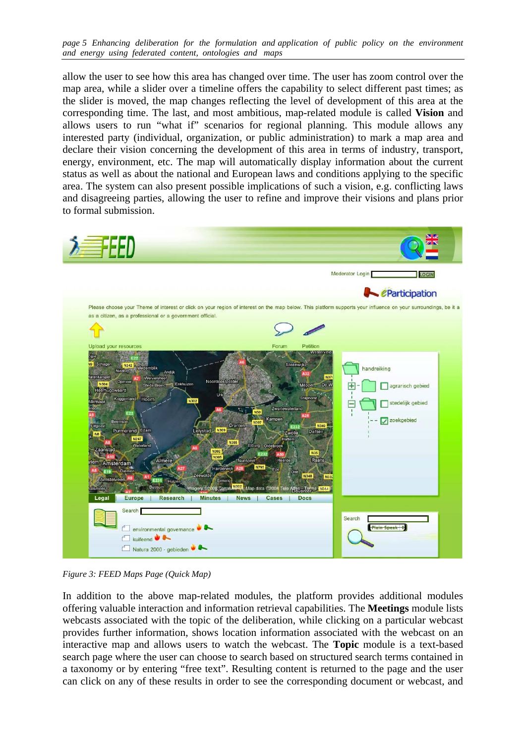allow the user to see how this area has changed over time. The user has zoom control over the map area, while a slider over a timeline offers the capability to select different past times; as the slider is moved, the map changes reflecting the level of development of this area at the corresponding time. The last, and most ambitious, map-related module is called **Vision** and allows users to run "what if" scenarios for regional planning. This module allows any interested party (individual, organization, or public administration) to mark a map area and declare their vision concerning the development of this area in terms of industry, transport, energy, environment, etc. The map will automatically display information about the current status as well as about the national and European laws and conditions applying to the specific area. The system can also present possible implications of such a vision, e.g. conflicting laws and disagreeing parties, allowing the user to refine and improve their visions and plans prior to formal submission.

*Figure 3: FEED Maps Page (Quick Map)*

In addition to the above map-related modules, the platform provides additional modules offering valuable interaction and information retrieval capabilities. The **Meetings** module lists webcasts associated with the topic of the deliberation, while clicking on a particular webcast provides further information, shows location information associated with the webcast on an interactive map and allows users to watch the webcast. The **Topic** module is a text-based search page where the user can choose to search based on structured search terms contained in a taxonomy or by entering "free text". Resulting content is returned to the page and the user can click on any of these results in order to see the corresponding document or webcast, and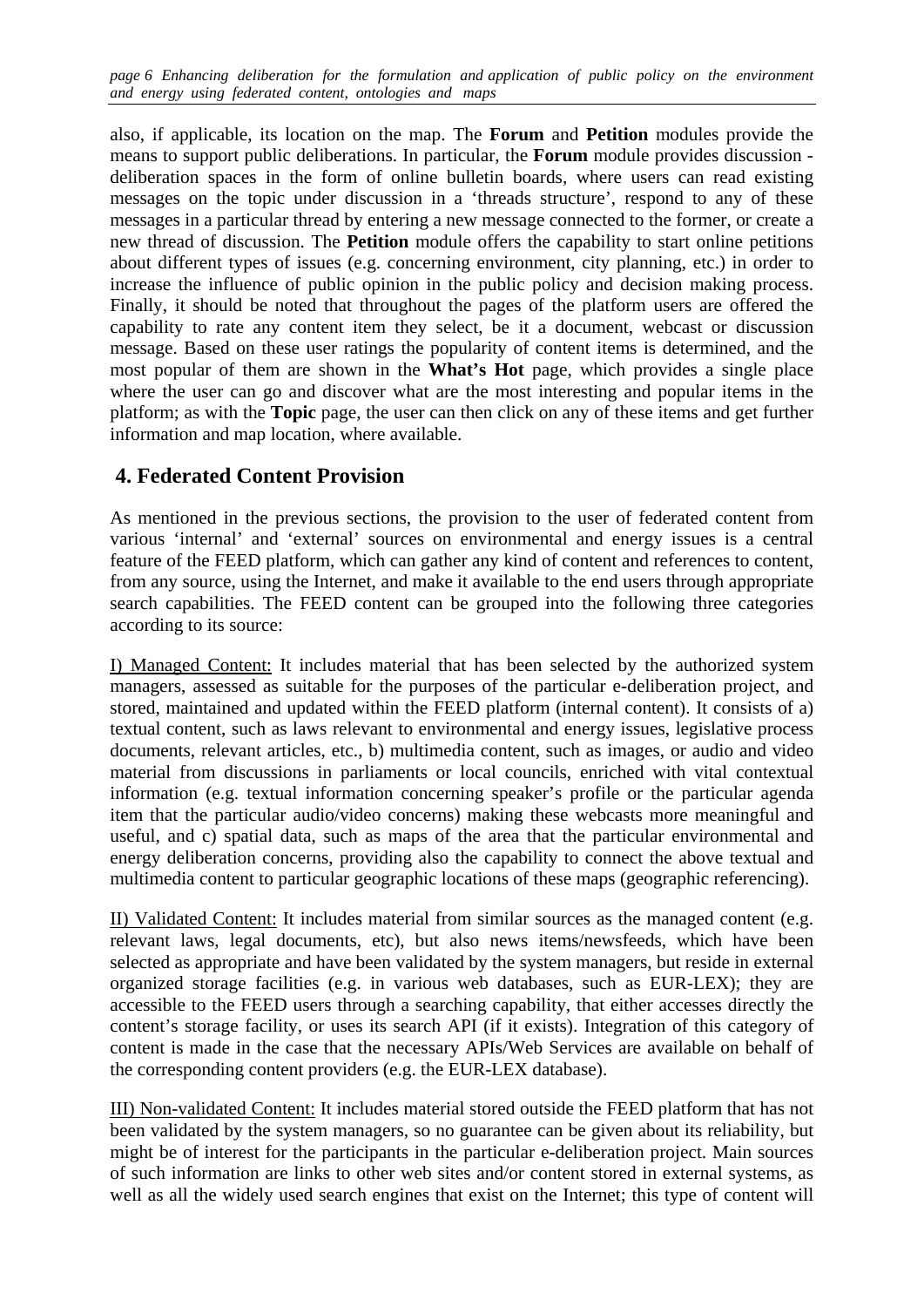also, if applicable, its location on the map. The **Forum** and **Petition** modules provide the means to support public deliberations. In particular, the **Forum** module provides discussion - deliberation spaces in the form of online bulletin boards, where users can read existing messages on the topic under discussion in a 'threads structure', respond to any of these messages in a particular thread by entering a new message connected to the former, or create a new thread of discussion. The **Petition** module offers the capability to start online petitions about different types of issues (e.g. concerning environment, city planning, etc.) in order to increase the influence of public opinion in the public policy and decision making process. Finally, it should be noted that throughout the pages of the platform users are offered the capability to rate any content item they select, be it a document, webcast or discussion message. Based on these user ratings the popularity of content items is determined, and the most popular of them are shown in the **What's Hot** page, which provides a single place where the user can go and discover what are the most interesting and popular items in the platform; as with the **Topic** page, the user can then click on any of these items and get further information and map location, where available.

## 4. Federated Content Provision

As mentioned in the previous sections, the provision to the user of federated content from various 'internal' and 'external' sources on environmental and energy issues is a central feature of the FEED platform, which can gather any kind of content and references to content, from any source, using the Internet, and make it available to the end users through appropriate search capabilities. The FEED content can be grouped into the following three categories according to its source:

<u>I) Managed Content:</u> It includes material that has been selected by the authorized system managers, assessed as suitable for the purposes of the particular e-deliberation project, and stored, maintained and updated within the FEED platform (internal content). It consists of a) textual content, such as laws relevant to environmental and energy issues, legislative process documents, relevant articles, etc., b) multimedia content, such as images, or audio and video material from discussions in parliaments or local councils, enriched with vital contextual information (e.g. textual information concerning speaker's profile or the particular agenda item that the particular audio/video concerns) making these webcasts more meaningful and useful, and c) spatial data, such as maps of the area that the particular environmental and energy deliberation concerns, providing also the capability to connect the above textual and multimedia content to particular geographic locations of these maps (geographic referencing).

<u>II) Validated Content:</u> It includes material from similar sources as the managed content (e.g. relevant laws, legal documents, etc), but also news items/newsfeeds, which have been selected as appropriate and have been validated by the system managers, but reside in external organized storage facilities (e.g. in various web databases, such as EUR-LEX); they are accessible to the FEED users through a searching capability, that either accesses directly the content's storage facility, or uses its search API (if it exists). Integration of this category of content is made in the case that the necessary APIs/Web Services are available on behalf of the corresponding content providers (e.g. the EUR-LEX database).

<u>III) Non-validated Content:</u> It includes material stored outside the FEED platform that has not been validated by the system managers, so no guarantee can be given about its reliability, but might be of interest for the participants in the particular e-deliberation project. Main sources of such information are links to other web sites and/or content stored in external systems, as well as all the widely used search engines that exist on the Internet; this type of content will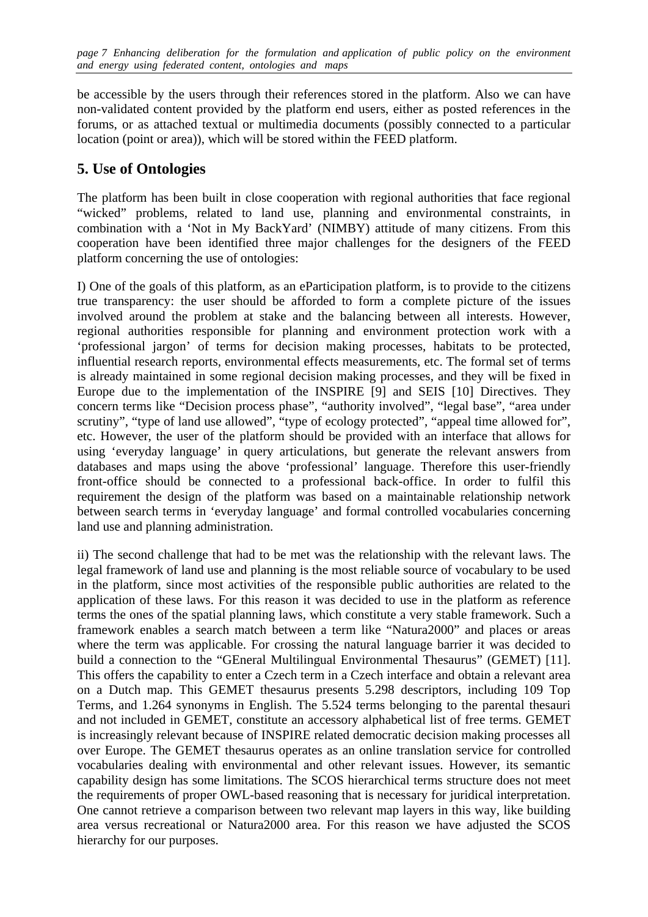be accessible by the users through their references stored in the platform. Also we can have non-validated content provided by the platform end users, either as posted references in the forums, or as attached textual or multimedia documents (possibly connected to a particular location (point or area)), which will be stored within the FEED platform.

## 5. Use of Ontologies

The platform has been built in close cooperation with regional authorities that face regional "wicked" problems, related to land use, planning and environmental constraints, in combination with a 'Not in My BackYard' (NIMBY) attitude of many citizens. From this cooperation have been identified three major challenges for the designers of the FEED platform concerning the use of ontologies:

I) One of the goals of this platform, as an eParticipation platform, is to provide to the citizens true transparency: the user should be afforded to form a complete picture of the issues involved around the problem at stake and the balancing between all interests. However, regional authorities responsible for planning and environment protection work with a 'professional jargon' of terms for decision making processes, habitats to be protected, influential research reports, environmental effects measurements, etc. The formal set of terms is already maintained in some regional decision making processes, and they will be fixed in Europe due to the implementation of the INSPIRE [9] and SEIS [10] Directives. They concern terms like "Decision process phase", "authority involved", "legal base", "area under scrutiny", "type of land use allowed", "type of ecology protected", "appeal time allowed for", etc. However, the user of the platform should be provided with an interface that allows for using 'everyday language' in query articulations, but generate the relevant answers from databases and maps using the above 'professional' language. Therefore this user-friendly front-office should be connected to a professional back-office. In order to fulfil this requirement the design of the platform was based on a maintainable relationship network between search terms in 'everyday language' and formal controlled vocabularies concerning land use and planning administration.

ii) The second challenge that had to be met was the relationship with the relevant laws. The legal framework of land use and planning is the most reliable source of vocabulary to be used in the platform, since most activities of the responsible public authorities are related to the application of these laws. For this reason it was decided to use in the platform as reference terms the ones of the spatial planning laws, which constitute a very stable framework. Such a framework enables a search match between a term like "Natura2000" and places or areas where the term was applicable. For crossing the natural language barrier it was decided to build a connection to the "GEneral Multilingual Environmental Thesaurus" (GEMET) [11]. This offers the capability to enter a Czech term in a Czech interface and obtain a relevant area on a Dutch map. This GEMET thesaurus presents 5.298 descriptors, including 109 Top Terms, and 1.264 synonyms in English. The 5.524 terms belonging to the parental thesauri and not included in GEMET, constitute an accessory alphabetical list of free terms. GEMET is increasingly relevant because of INSPIRE related democratic decision making processes all over Europe. The GEMET thesaurus operates as an online translation service for controlled vocabularies dealing with environmental and other relevant issues. However, its semantic capability design has some limitations. The SCOS hierarchical terms structure does not meet the requirements of proper OWL-based reasoning that is necessary for juridical interpretation. One cannot retrieve a comparison between two relevant map layers in this way, like building area versus recreational or Natura2000 area. For this reason we have adjusted the SCOS hierarchy for our purposes.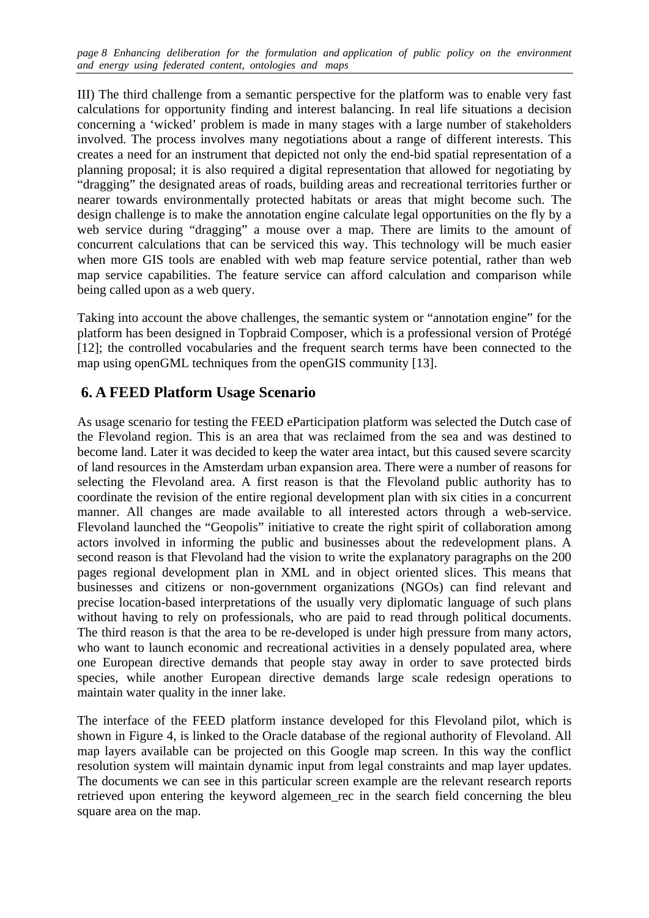III) The third challenge from a semantic perspective for the platform was to enable very fast calculations for opportunity finding and interest balancing. In real life situations a decision concerning a 'wicked' problem is made in many stages with a large number of stakeholders involved. The process involves many negotiations about a range of different interests. This creates a need for an instrument that depicted not only the end-bid spatial representation of a planning proposal; it is also required a digital representation that allowed for negotiating by "dragging" the designated areas of roads, building areas and recreational territories further or nearer towards environmentally protected habitats or areas that might become such. The design challenge is to make the annotation engine calculate legal opportunities on the fly by a web service during "dragging" a mouse over a map. There are limits to the amount of concurrent calculations that can be serviced this way. This technology will be much easier when more GIS tools are enabled with web map feature service potential, rather than web map service capabilities. The feature service can afford calculation and comparison while being called upon as a web query.

Taking into account the above challenges, the semantic system or "annotation engine" for the platform has been designed in Topbraid Composer, which is a professional version of Protégé [12]; the controlled vocabularies and the frequent search terms have been connected to the map using openGML techniques from the openGIS community [13].

## 6. A FEED Platform Usage Scenario

As usage scenario for testing the FEED eParticipation platform was selected the Dutch case of the Flevoland region. This is an area that was reclaimed from the sea and was destined to become land. Later it was decided to keep the water area intact, but this caused severe scarcity of land resources in the Amsterdam urban expansion area. There were a number of reasons for selecting the Flevoland area. A first reason is that the Flevoland public authority has to coordinate the revision of the entire regional development plan with six cities in a concurrent manner. All changes are made available to all interested actors through a web-service. Flevoland launched the "Geopolis" initiative to create the right spirit of collaboration among actors involved in informing the public and businesses about the redevelopment plans. A second reason is that Flevoland had the vision to write the explanatory paragraphs on the 200 pages regional development plan in XML and in object oriented slices. This means that businesses and citizens or non-government organizations (NGOs) can find relevant and precise location-based interpretations of the usually very diplomatic language of such plans without having to rely on professionals, who are paid to read through political documents. The third reason is that the area to be re-developed is under high pressure from many actors, who want to launch economic and recreational activities in a densely populated area, where one European directive demands that people stay away in order to save protected birds species, while another European directive demands large scale redesign operations to maintain water quality in the inner lake.

The interface of the FEED platform instance developed for this Flevoland pilot, which is shown in Figure 4, is linked to the Oracle database of the regional authority of Flevoland. All map layers available can be projected on this Google map screen. In this way the conflict resolution system will maintain dynamic input from legal constraints and map layer updates. The documents we can see in this particular screen example are the relevant research reports retrieved upon entering the keyword algemeen_rec in the search field concerning the bleu square area on the map.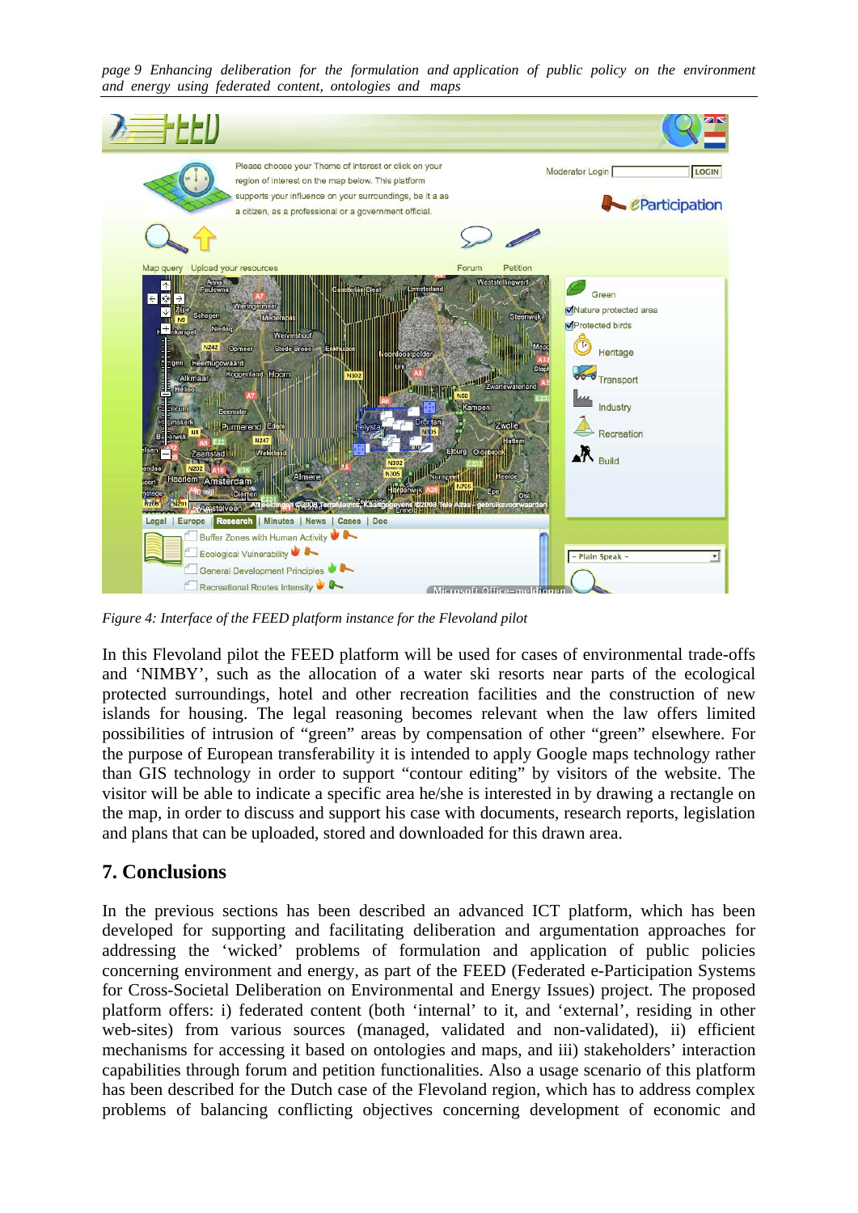*Figure 4: Interface of the FEED platform instance for the Flevoland pilot*

In this Flevoland pilot the FEED platform will be used for cases of environmental trade-offs and 'NIMBY', such as the allocation of a water ski resorts near parts of the ecological protected surroundings, hotel and other recreation facilities and the construction of new islands for housing. The legal reasoning becomes relevant when the law offers limited possibilities of intrusion of "green" areas by compensation of other "green" elsewhere. For the purpose of European transferability it is intended to apply Google maps technology rather than GIS technology in order to support "contour editing" by visitors of the website. The visitor will be able to indicate a specific area he/she is interested in by drawing a rectangle on the map, in order to discuss and support his case with documents, research reports, legislation and plans that can be uploaded, stored and downloaded for this drawn area.

## 7. Conclusions

In the previous sections has been described an advanced ICT platform, which has been developed for supporting and facilitating deliberation and argumentation approaches for addressing the 'wicked' problems of formulation and application of public policies concerning environment and energy, as part of the FEED (Federated e-Participation Systems for Cross-Societal Deliberation on Environmental and Energy Issues) project. The proposed platform offers: i) federated content (both 'internal' to it, and 'external', residing in other web-sites) from various sources (managed, validated and non-validated), ii) efficient mechanisms for accessing it based on ontologies and maps, and iii) stakeholders' interaction capabilities through forum and petition functionalities. Also a usage scenario of this platform has been described for the Dutch case of the Flevoland region, which has to address complex problems of balancing conflicting objectives concerning development of economic and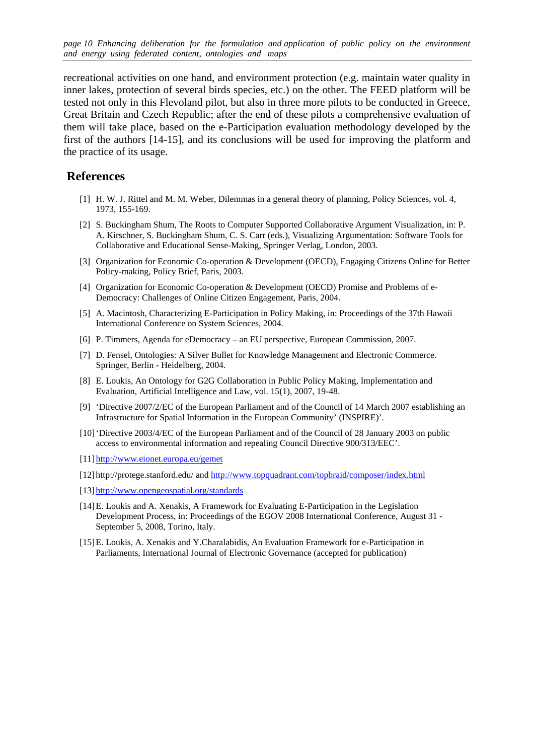recreational activities on one hand, and environment protection (e.g. maintain water quality in inner lakes, protection of several birds species, etc.) on the other. The FEED platform will be tested not only in this Flevoland pilot, but also in three more pilots to be conducted in Greece, Great Britain and Czech Republic; after the end of these pilots a comprehensive evaluation of them will take place, based on the e-Participation evaluation methodology developed by the first of the authors [14-15], and its conclusions will be used for improving the platform and the practice of its usage.

## References

[1] H. W. J. Rittel and M. M. Weber, Dilemmas in a general theory of planning, Policy Sciences, vol. 4, 1973, 155-169.

[2] S. Buckingham Shum, The Roots to Computer Supported Collaborative Argument Visualization, in: P. A. Kirschner, S. Buckingham Shum, C. S. Carr (eds.), Visualizing Argumentation: Software Tools for Collaborative and Educational Sense-Making, Springer Verlag, London, 2003.

[3] Organization for Economic Co-operation & Development (OECD), Engaging Citizens Online for Better Policy-making, Policy Brief, Paris, 2003.

[4] Organization for Economic Co-operation & Development (OECD) Promise and Problems of e-Democracy: Challenges of Online Citizen Engagement, Paris, 2004.

[5] A. Macintosh, Characterizing E-Participation in Policy Making, in: Proceedings of the 37th Hawaii International Conference on System Sciences, 2004.

[6] P. Timmers, Agenda for eDemocracy – an EU perspective, European Commission, 2007.

[7] D. Fensel, Ontologies: A Silver Bullet for Knowledge Management and Electronic Commerce. Springer, Berlin - Heidelberg, 2004.

[8] E. Loukis, An Ontology for G2G Collaboration in Public Policy Making, Implementation and Evaluation, Artificial Intelligence and Law, vol. 15(1), 2007, 19-48.

[9] 'Directive 2007/2/EC of the European Parliament and of the Council of 14 March 2007 establishing an Infrastructure for Spatial Information in the European Community' (INSPIRE)'.

[10] 'Directive 2003/4/EC of the European Parliament and of the Council of 28 January 2003 on public access to environmental information and repealing Council Directive 900/313/EEC'.

[11] http://www.eionet.europa.eu/gemet

[12] http://protege.stanford.edu/ and http://www.topquadrant.com/topbraid/composer/index.html

[13] http://www.opengeospatial.org/standards

[14] E. Loukis and A. Xenakis, A Framework for Evaluating E-Participation in the Legislation Development Process, in: Proceedings of the EGOV 2008 International Conference, August 31 - September 5, 2008, Torino, Italy.

[15] E. Loukis, A. Xenakis and Y.Charalabidis, An Evaluation Framework for e-Participation in Parliaments, International Journal of Electronic Governance (accepted for publication)